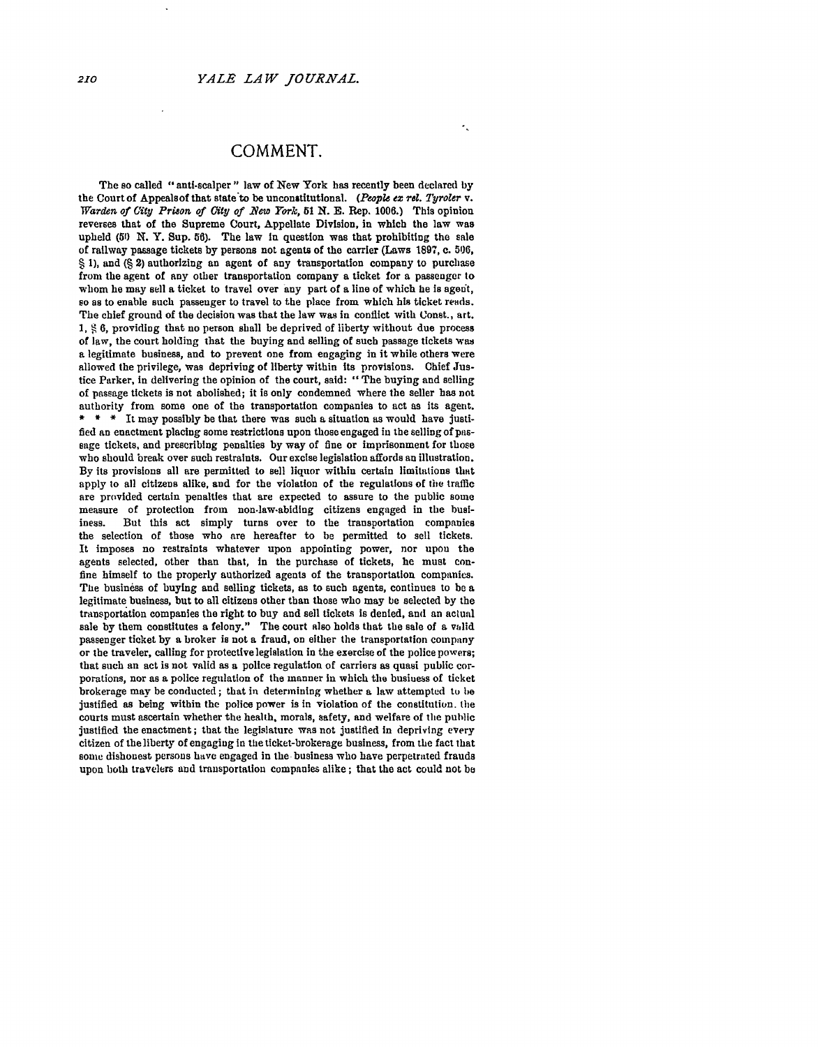# COMMENT.

The so called "anti-scalper" law of New York has recently been declared by the Court of Appeals of that state to be unconstitutional. (*People ex rel. Tyroler* v. *Warden of City Prison of City of New York*, 51 N. E. Rep. 1006.) This opinion reverses that of the Supreme Court, Appellate Division, in which the law was upheld (50 N. Y. Sup. 56). The law in question was that prohibiting the sale of railway passage tickets by persons not agents of the carrier (Laws 1897, c. 506, § 1), and (§ 2) authorizing an agent of any transportation company to purchase from the agent of any other transportation company a ticket for a passenger to whom he may sell a ticket to travel over any part of a line of which he is agent, so as to enable such passenger to travel to the place from which his ticket reads. The chief ground of the decision was that the law was in conflict with Const., art. 1, § 6, providing that no person shall be deprived of liberty without due process of law, the court holding that the buying and selling of such passage tickets was a legitimate business, and to prevent one from engaging in it while others were allowed the privilege, was depriving of liberty within its provisions. Chief Justice Parker, in delivering the opinion of the court, said: "The buying and selling of passage tickets is not abolished; it is only condemned where the seller has not authority from some one of the transportation companies to act as its agent. * * * It may possibly be that there was such a situation as would have justified an enactment placing some restrictions upon those engaged in the selling of passage tickets, and prescribing penalties by way of fine or imprisonment for those who should break over such restraints. Our excise legislation affords an illustration. By its provisions all are permitted to sell liquor within certain limitations that apply to all citizens alike, and for the violation of the regulations of the traffic are provided certain penalties that are expected to assure to the public some measure of protection from non-law-abiding citizens engaged in the business. But this act simply turns over to the transportation companies the selection of those who are hereafter to be permitted to sell tickets. It imposes no restraints whatever upon appointing power, nor upon the agents selected, other than that, in the purchase of tickets, he must confine himself to the properly authorized agents of the transportation companies. The business of buying and selling tickets, as to such agents, continues to be a legitimate business, but to all citizens other than those who may be selected by the transportation companies the right to buy and sell tickets is denied, and an actual sale by them constitutes a felony." The court also holds that the sale of a valid passenger ticket by a broker is not a fraud, on either the transportation company or the traveler, calling for protective legislation in the exercise of the police powers; that such an act is not valid as a police regulation of carriers as quasi public corporations, nor as a police regulation of the manner in which the business of ticket brokerage may be conducted; that in determining whether a law attempted to be justified as being within the police power is in violation of the constitution, the courts must ascertain whether the health, morals, safety, and welfare of the public justified the enactment; that the legislature was not justified in depriving every citizen of the liberty of engaging in the ticket-brokerage business, from the fact that some dishonest persons have engaged in the business who have perpetrated frauds upon both travelers and transportation companies alike; that the act could not be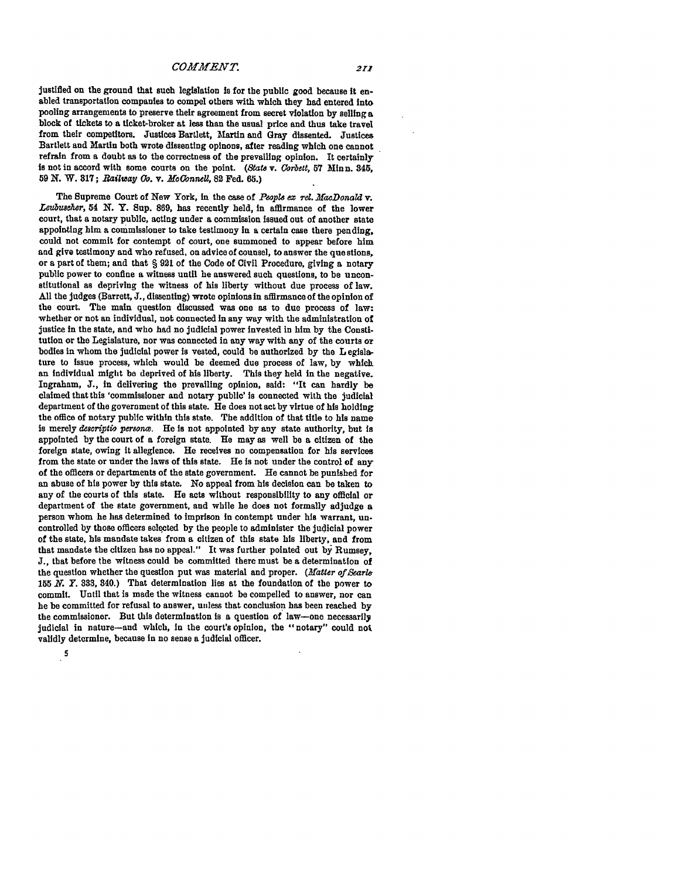justified on the ground that such legislation is for the public good because it enabled transportation companies to compel others with which they had entered into pooling arrangements to preserve their agreement from secret violation by selling a block of tickets to a ticket-broker at less than the usual price and thus take travel from their competitors. Justices Bartlett, Martin and Gray dissented. Justices Bartlett and Martin both wrote dissenting opinons, after reading which one cannot refrain from a doubt as to the correctness of the prevailing opinion. It certainly is not in accord with some courts on the point. (*State* v. *Corbett*, 57 Minn. 345, 59 N. W. 317; *Railway Co.* v. *McConnell*, 82 Fed. 65.)

The Supreme Court of New York, in the case of *People ex rel. MacDonald* v. *Leubuscher*, 54 N. Y. Sup. 869, has recently held, in affirmance of the lower court, that a notary public, acting under a commission issued out of another state appointing him a commissioner to take testimony in a certain case there pending, could not commit for contempt of court, one summoned to appear before him and give testimony and who refused, on advice of counsel, to answer the questions, or a part of them; and that § 921 of the Code of Civil Procedure, giving a notary public power to confine a witness until he answered such questions, to be unconstitutional as depriving the witness of his liberty without due process of law. All the judges (Barrett, J., dissenting) wrote opinions in affirmance of the opinion of the court. The main question discussed was one as to due process of law: whether or not an individual, not connected in any way with the administration of justice in the state, and who had no judicial power invested in him by the Constitution or the Legislature, nor was connected in any way with any of the courts or bodies in whom the judicial power is vested, could be authorized by the Legislature to issue process, which would be deemed due process of law, by which an individual might be deprived of his liberty. This they held in the negative. Ingraham, J., in delivering the prevailing opinion, said: "It can hardly be claimed that this 'commissioner and notary public' is connected with the judicial department of the government of this state. He does not act by virtue of his holding the office of notary public within this state. The addition of that title to his name is merely *descriptio personæ*. He is not appointed by any state authority, but is appointed by the court of a foreign state. He may as well be a citizen of the foreign state, owing it allegience. He receives no compensation for his services from the state or under the laws of this state. He is not under the control of any of the officers or departments of the state government. He cannot be punished for an abuse of his power by this state. No appeal from his decision can be taken to any of the courts of this state. He acts without responsibility to any official or department of the state government, and while he does not formally adjudge a person whom he has determined to imprison in contempt under his warrant, uncontrolled by those officers selected by the people to administer the judicial power of the state, his mandate takes from a citizen of this state his liberty, and from that mandate the citizen has no appeal." It was further pointed out by Rumsey, J., that before the witness could be committed there must be a determination of the question whether the question put was material and proper. (*Matter of Searle* 155 *N. Y.* 333, 340.) That determination lies at the foundation of the power to commit. Until that is made the witness cannot be compelled to answer, nor can he be committed for refusal to answer, unless that conclusion has been reached by the commissioner. But this determination is a question of law—one necessarily judicial in nature—and which, in the court's opinion, the "notary" could not validly determine, because in no sense a judicial officer.